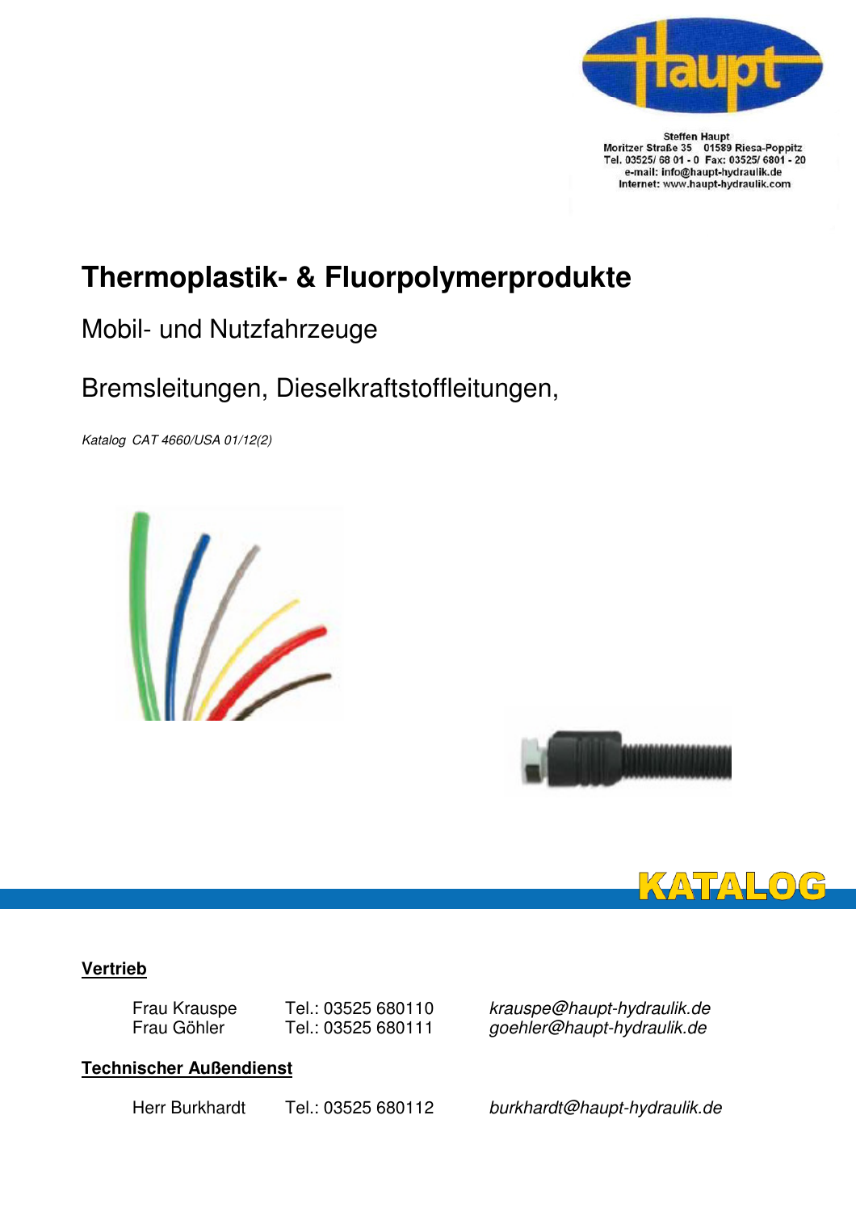Steffen Haupt
Moritzer Straße 35 01589 Riesa-Poppitz
Tel. 03525/ 68 01 - 0 Fax: 03525/ 6801 - 20
e-mail: info@haupt-hydraulik.de
Internet: www.haupt-hydraulik.com

# Thermoplastik- & Fluorpolymerprodukte

## Mobil- und Nutzfahrzeuge

## Bremsleitungen, Dieselkraftstoffleitungen,

*Katalog CAT 4660/USA 01/12(2)*

KATALOG

**Vertrieb**

| | | |
|---|---|---|
| Frau Krauspe | Tel.: 03525 680110 | *krauspe@haupt-hydraulik.de* |
| Frau Göhler | Tel.: 03525 680111 | *goehler@haupt-hydraulik.de* |

**Technischer Außendienst**

| | | |
|---|---|---|
| Herr Burkhardt | Tel.: 03525 680112 | *burkhardt@haupt-hydraulik.de* |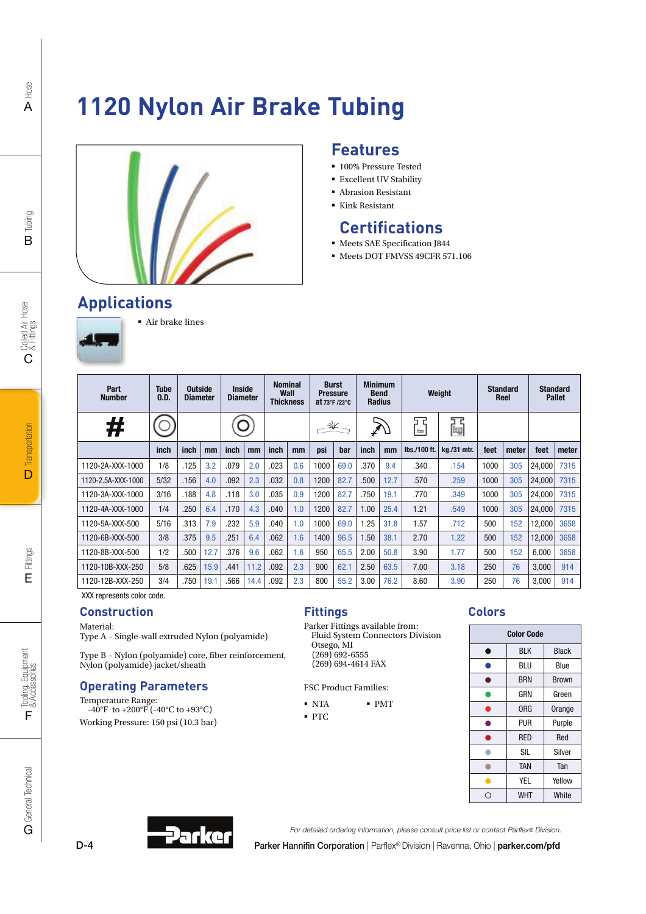# 1120 Nylon Air Brake Tubing

## Features

- 100% Pressure Tested
- Excellent UV Stability
- Abrasion Resistant
- Kink Resistant

## Certifications

- Meets SAE Specification J844
- Meets DOT FMVSS 49CFR 571.106

## Applications

- Air brake lines

| Part Number | Tube O.D. | Outside Diameter | | Inside Diameter | | Nominal Wall Thickness | | Burst Pressure at 73°F /23°C | | Minimum Bend Radius | | Weight | | Standard Reel | | Standard Pallet | |
|---|---|---|---|---|---|---|---|---|---|---|---|---|---|---|---|---|---|
| | inch | inch | mm | inch | mm | inch | mm | psi | bar | inch | mm | lbs./100 ft. | kg./31 mtr. | feet | meter | feet | meter |
| 1120-2A-XXX-1000 | 1/8 | .125 | 3.2 | .079 | 2.0 | .023 | 0.6 | 1000 | 69.0 | .370 | 9.4 | .340 | .154 | 1000 | 305 | 24,000 | 7315 |
| 1120-2.5A-XXX-1000 | 5/32 | .156 | 4.0 | .092 | 2.3 | .032 | 0.8 | 1200 | 82.7 | .500 | 12.7 | .570 | .259 | 1000 | 305 | 24,000 | 7315 |
| 1120-3A-XXX-1000 | 3/16 | .188 | 4.8 | .118 | 3.0 | .035 | 0.9 | 1200 | 82.7 | .750 | 19.1 | .770 | .349 | 1000 | 305 | 24,000 | 7315 |
| 1120-4A-XXX-1000 | 1/4 | .250 | 6.4 | .170 | 4.3 | .040 | 1.0 | 1200 | 82.7 | 1.00 | 25.4 | 1.21 | .549 | 1000 | 305 | 24,000 | 7315 |
| 1120-5A-XXX-500 | 5/16 | .313 | 7.9 | .232 | 5.9 | .040 | 1.0 | 1000 | 69.0 | 1.25 | 31.8 | 1.57 | .712 | 500 | 152 | 12,000 | 3658 |
| 1120-6B-XXX-500 | 3/8 | .375 | 9.5 | .251 | 6.4 | .062 | 1.6 | 1400 | 96.5 | 1.50 | 38.1 | 2.70 | 1.22 | 500 | 152 | 12,000 | 3658 |
| 1120-8B-XXX-500 | 1/2 | .500 | 12.7 | .376 | 9.6 | .062 | 1.6 | 950 | 65.5 | 2.00 | 50.8 | 3.90 | 1.77 | 500 | 152 | 6,000 | 3658 |
| 1120-10B-XXX-250 | 5/8 | .625 | 15.9 | .441 | 11.2 | .092 | 2.3 | 900 | 62.1 | 2.50 | 63.5 | 7.00 | 3.18 | 250 | 76 | 3,000 | 914 |
| 1120-12B-XXX-250 | 3/4 | .750 | 19.1 | .566 | 14.4 | .092 | 2.3 | 800 | 55.2 | 3.00 | 76.2 | 8.60 | 3.90 | 250 | 76 | 3,000 | 914 |

XXX represents color code.

## Construction

Material:
Type A – Single-wall extruded Nylon (polyamide)

Type B – Nylon (polyamide) core, fiber reinforcement, Nylon (polyamide) jacket/sheath

## Operating Parameters

Temperature Range:
-40°F to +200°F (-40°C to +93°C)

Working Pressure: 150 psi (10.3 bar)

## Fittings

Parker Fittings available from:
Fluid System Connectors Division
Otsego, MI
(269) 692-6555
(269) 694-4614 FAX

FSC Product Families:

- NTA
- PTC
- PMT

## Colors

| Color Code | | |
|---|---|---|
| ● | BLK | Black |
| ● | BLU | Blue |
| ● | BRN | Brown |
| ● | GRN | Green |
| ● | ORG | Orange |
| ● | PUR | Purple |
| ● | RED | Red |
| ● | SIL | Silver |
| ● | TAN | Tan |
| ● | YEL | Yellow |
| ○ | WHT | White |

*For detailed ordering information, please consult price list or contact Parflex® Division.*

Parker Hannifin Corporation | Parflex® Division | Ravenna, Ohio | parker.com/pfd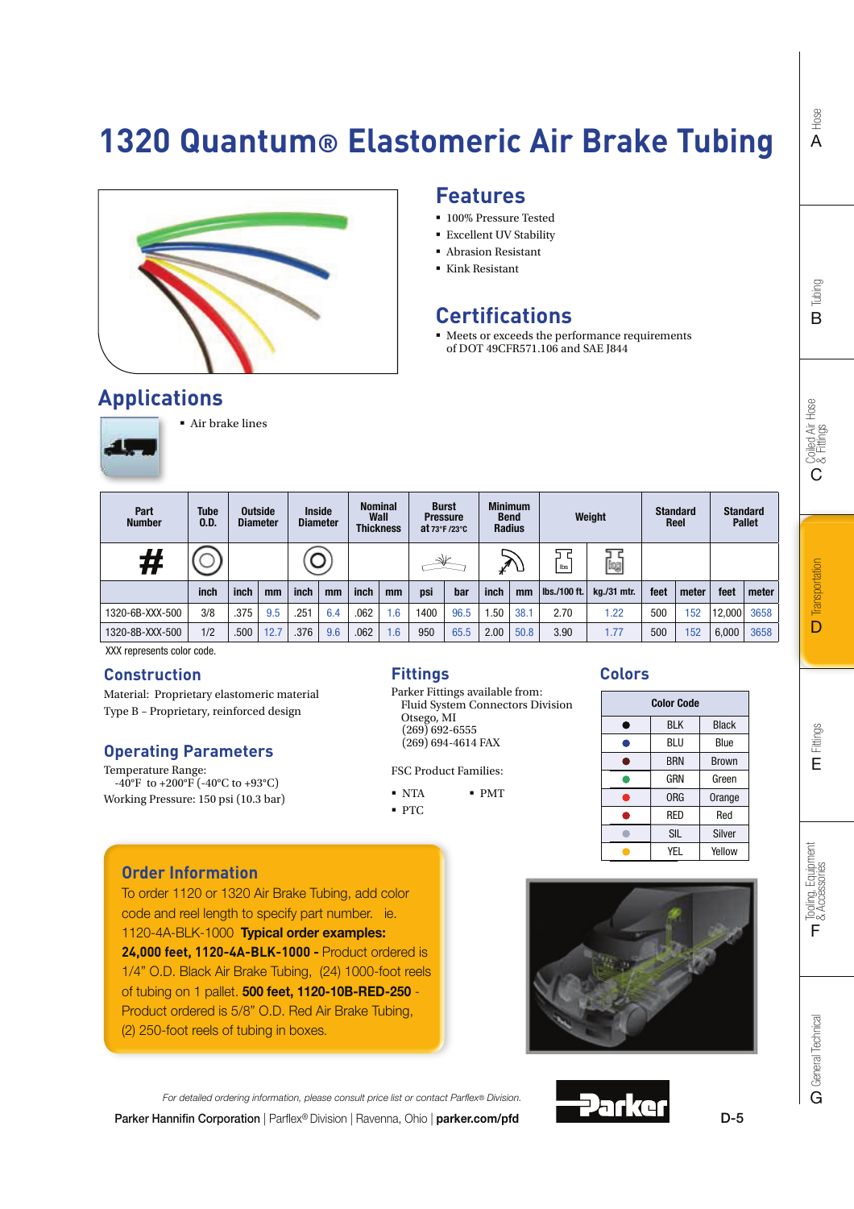# 1320 Quantum® Elastomeric Air Brake Tubing

## Features

- 100% Pressure Tested
- Excellent UV Stability
- Abrasion Resistant
- Kink Resistant

## Certifications

- Meets or exceeds the performance requirements of DOT 49CFR571.106 and SAE J844

## Applications

- Air brake lines

| Part Number | Tube O.D. | Outside Diameter | | Inside Diameter | | Nominal Wall Thickness | | Burst Pressure at 73°F /23°C | | Minimum Bend Radius | | Weight | | Standard Reel | | Standard Pallet | |
|---|---|---|---|---|---|---|---|---|---|---|---|---|---|---|---|---|---|
| | inch | inch | mm | inch | mm | inch | mm | psi | bar | inch | mm | lbs./100 ft. | kg./31 mtr. | feet | meter | feet | meter |
| 1320-6B-XXX-500 | 3/8 | .375 | 9.5 | .251 | 6.4 | .062 | 1.6 | 1400 | 96.5 | 1.50 | 38.1 | 2.70 | 1.22 | 500 | 152 | 12,000 | 3658 |
| 1320-8B-XXX-500 | 1/2 | .500 | 12.7 | .376 | 9.6 | .062 | 1.6 | 950 | 65.5 | 2.00 | 50.8 | 3.90 | 1.77 | 500 | 152 | 6,000 | 3658 |

XXX represents color code.

## Construction

Material: Proprietary elastomeric material
Type B – Proprietary, reinforced design

## Operating Parameters

Temperature Range:
-40°F to +200°F (-40°C to +93°C)
Working Pressure: 150 psi (10.3 bar)

## Fittings

Parker Fittings available from:
Fluid System Connectors Division
Otsego, MI
(269) 692-6555
(269) 694-4614 FAX

FSC Product Families:

- NTA
- PTC
- PMT

## Colors

| Color Code | | |
|---|---|---|
| ● | BLK | Black |
| ● | BLU | Blue |
| ● | BRN | Brown |
| ● | GRN | Green |
| ● | ORG | Orange |
| ● | RED | Red |
| ● | SIL | Silver |
| ● | YEL | Yellow |

## Order Information

To order 1120 or 1320 Air Brake Tubing, add color code and reel length to specify part number. ie. 1120-4A-BLK-1000 **Typical order examples:** **24,000 feet, 1120-4A-BLK-1000 -** Product ordered is 1/4" O.D. Black Air Brake Tubing, (24) 1000-foot reels of tubing on 1 pallet. **500 feet, 1120-10B-RED-250** - Product ordered is 5/8" O.D. Red Air Brake Tubing, (2) 250-foot reels of tubing in boxes.

*For detailed ordering information, please consult price list or contact Parflex® Division.*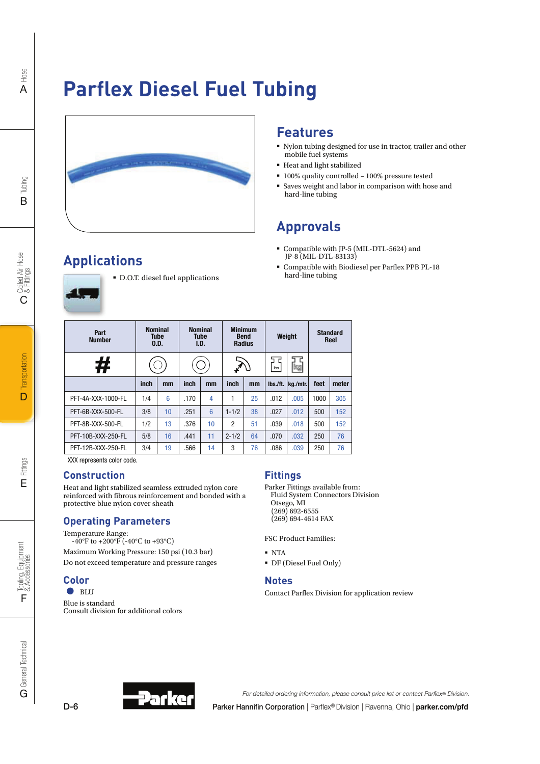# Parflex Diesel Fuel Tubing

## Features

- Nylon tubing designed for use in tractor, trailer and other mobile fuel systems
- Heat and light stabilized
- 100% quality controlled – 100% pressure tested
- Saves weight and labor in comparison with hose and hard-line tubing

## Approvals

- Compatible with JP-5 (MIL-DTL-5624) and JP-8 (MIL-DTL-83133)
- Compatible with Biodiesel per Parflex PPB PL-18 hard-line tubing

## Applications

- D.O.T. diesel fuel applications

| Part Number | Nominal Tube O.D. | | Nominal Tube I.D. | | Minimum Bend Radius | | Weight | | Standard Reel | |
|---|---|---|---|---|---|---|---|---|---|---|
| # | | | | | | | | | | |
| | inch | mm | inch | mm | inch | mm | lbs./ft. | kg./mtr. | feet | meter |
| PFT-4A-XXX-1000-FL | 1/4 | 6 | .170 | 4 | 1 | 25 | .012 | .005 | 1000 | 305 |
| PFT-6B-XXX-500-FL | 3/8 | 10 | .251 | 6 | 1-1/2 | 38 | .027 | .012 | 500 | 152 |
| PFT-8B-XXX-500-FL | 1/2 | 13 | .376 | 10 | 2 | 51 | .039 | .018 | 500 | 152 |
| PFT-10B-XXX-250-FL | 5/8 | 16 | .441 | 11 | 2-1/2 | 64 | .070 | .032 | 250 | 76 |
| PFT-12B-XXX-250-FL | 3/4 | 19 | .566 | 14 | 3 | 76 | .086 | .039 | 250 | 76 |

XXX represents color code.

## Construction

Heat and light stabilized seamless extruded nylon core reinforced with fibrous reinforcement and bonded with a protective blue nylon cover sheath

## Operating Parameters

Temperature Range:
-40°F to +200°F (-40°C to +93°C)

Maximum Working Pressure: 150 psi (10.3 bar)

Do not exceed temperature and pressure ranges

## Color

● BLU

Blue is standard
Consult division for additional colors

## Fittings

Parker Fittings available from:
Fluid System Connectors Division
Otsego, MI
(269) 692-6555
(269) 694-4614 FAX

FSC Product Families:

- NTA
- DF (Diesel Fuel Only)

## Notes

Contact Parflex Division for application review

*For detailed ordering information, please consult price list or contact Parflex® Division.*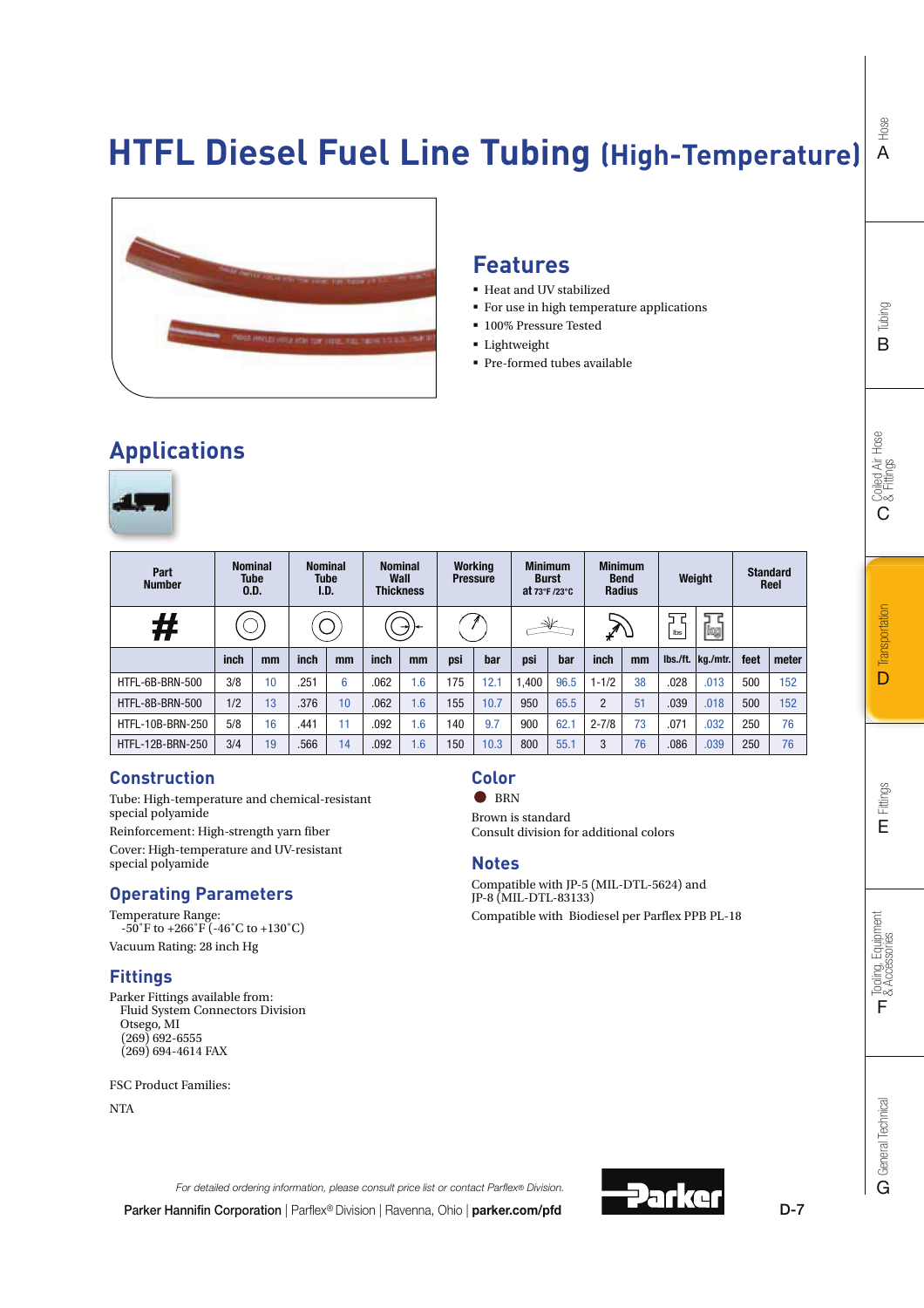# HTFL Diesel Fuel Line Tubing (High-Temperature)

## Features

- Heat and UV stabilized
- For use in high temperature applications
- 100% Pressure Tested
- Lightweight
- Pre-formed tubes available

## Applications

| Part Number | Nominal Tube O.D. | | Nominal Tube I.D. | | Nominal Wall Thickness | | Working Pressure | | Minimum Burst at 73°F /23°C | | Minimum Bend Radius | | Weight | | Standard Reel | |
|---|---|---|---|---|---|---|---|---|---|---|---|---|---|---|---|---|
| # | | | | | | | | | | | | | | | | |
| | inch | mm | inch | mm | inch | mm | psi | bar | psi | bar | inch | mm | lbs./ft. | kg./mtr. | feet | meter |
| HTFL-6B-BRN-500 | 3/8 | 10 | .251 | 6 | .062 | 1.6 | 175 | 12.1 | 1,400 | 96.5 | 1-1/2 | 38 | .028 | .013 | 500 | 152 |
| HTFL-8B-BRN-500 | 1/2 | 13 | .376 | 10 | .062 | 1.6 | 155 | 10.7 | 950 | 65.5 | 2 | 51 | .039 | .018 | 500 | 152 |
| HTFL-10B-BRN-250 | 5/8 | 16 | .441 | 11 | .092 | 1.6 | 140 | 9.7 | 900 | 62.1 | 2-7/8 | 73 | .071 | .032 | 250 | 76 |
| HTFL-12B-BRN-250 | 3/4 | 19 | .566 | 14 | .092 | 1.6 | 150 | 10.3 | 800 | 55.1 | 3 | 76 | .086 | .039 | 250 | 76 |

## Construction

Tube: High-temperature and chemical-resistant special polyamide

Reinforcement: High-strength yarn fiber

Cover: High-temperature and UV-resistant special polyamide

## Operating Parameters

Temperature Range:
-50˚F to +266˚F (-46˚C to +130˚C)

Vacuum Rating: 28 inch Hg

## Fittings

Parker Fittings available from:
Fluid System Connectors Division
Otsego, MI
(269) 692-6555
(269) 694-4614 FAX

FSC Product Families:

NTA

## Color

BRN

Brown is standard
Consult division for additional colors

## Notes

Compatible with JP-5 (MIL-DTL-5624) and JP-8 (MIL-DTL-83133)

Compatible with Biodiesel per Parflex PPB PL-18

*For detailed ordering information, please consult price list or contact Parflex® Division.*

Parker Hannifin Corporation | Parflex® Division | Ravenna, Ohio | **parker.com/pfd**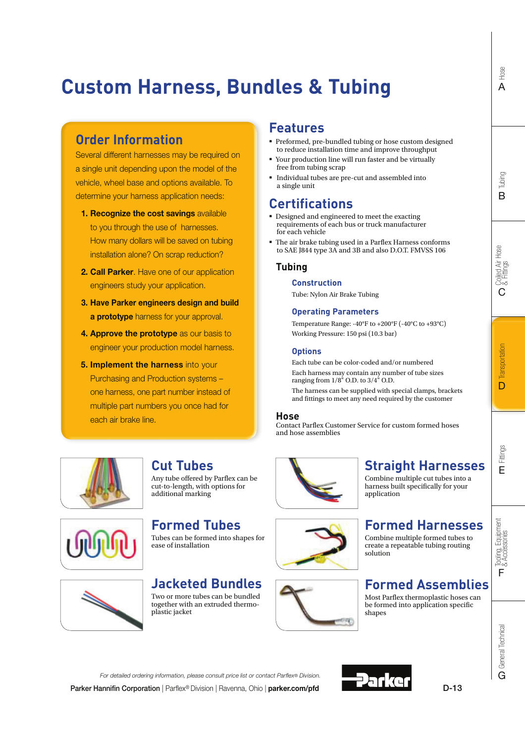# Custom Harness, Bundles & Tubing

## Order Information

Several different harnesses may be required on a single unit depending upon the model of the vehicle, wheel base and options available. To determine your harness application needs:

1. **Recognize the cost savings** available to you through the use of harnesses. How many dollars will be saved on tubing installation alone? On scrap reduction?
2. **Call Parker**. Have one of our application engineers study your application.
3. **Have Parker engineers design and build a prototype** harness for your approval.
4. **Approve the prototype** as our basis to engineer your production model harness.
5. **Implement the harness** into your Purchasing and Production systems – one harness, one part number instead of multiple part numbers you once had for each air brake line.

## Features

- Preformed, pre-bundled tubing or hose custom designed to reduce installation time and improve throughput
- Your production line will run faster and be virtually free from tubing scrap
- Individual tubes are pre-cut and assembled into a single unit

## Certifications

- Designed and engineered to meet the exacting requirements of each bus or truck manufacturer for each vehicle
- The air brake tubing used in a Parflex Harness conforms to SAE J844 type 3A and 3B and also D.O.T. FMVSS 106

### Tubing

#### Construction

Tube: Nylon Air Brake Tubing

#### Operating Parameters

Temperature Range: -40°F to +200°F (-40°C to +93°C)

Working Pressure: 150 psi (10.3 bar)

#### Options

Each tube can be color-coded and/or numbered

Each harness may contain any number of tube sizes ranging from 1/8" O.D. to 3/4" O.D.

The harness can be supplied with special clamps, brackets and fittings to meet any need required by the customer

### Hose

Contact Parflex Customer Service for custom formed hoses and hose assemblies

## Cut Tubes

Any tube offered by Parflex can be cut-to-length, with options for additional marking

## Straight Harnesses

Combine multiple cut tubes into a harness built specifically for your application

## Formed Tubes

Tubes can be formed into shapes for ease of installation

## Formed Harnesses

Combine multiple formed tubes to create a repeatable tubing routing solution

## Jacketed Bundles

Two or more tubes can be bundled together with an extruded thermo-plastic jacket

## Formed Assemblies

Most Parflex thermoplastic hoses can be formed into application specific shapes

*For detailed ordering information, please consult price list or contact Parflex® Division.*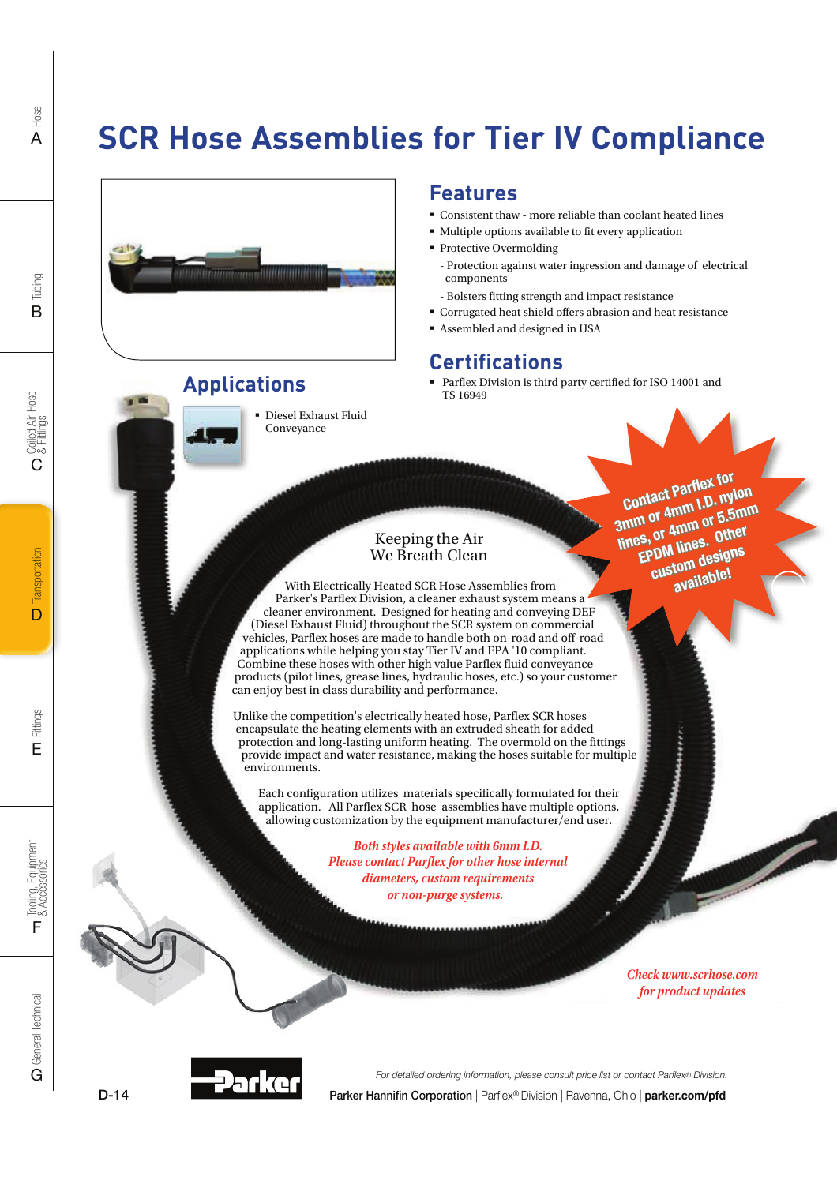# SCR Hose Assemblies for Tier IV Compliance

## Features

- Consistent thaw - more reliable than coolant heated lines
- Multiple options available to fit every application
- Protective Overmolding
  - Protection against water ingression and damage of electrical components
  - Bolsters fitting strength and impact resistance
- Corrugated heat shield offers abrasion and heat resistance
- Assembled and designed in USA

## Certifications

- Parflex Division is third party certified for ISO 14001 and TS 16949

## Applications

- Diesel Exhaust Fluid Conveyance

**Contact Parflex for 3mm or 4mm I.D. nylon lines, or 4mm or 5.5mm EPDM lines. Other custom designs available!**

Keeping the Air
We Breath Clean

With Electrically Heated SCR Hose Assemblies from Parker's Parflex Division, a cleaner exhaust system means a cleaner environment. Designed for heating and conveying DEF (Diesel Exhaust Fluid) throughout the SCR system on commercial vehicles, Parflex hoses are made to handle both on-road and off-road applications while helping you stay Tier IV and EPA '10 compliant. Combine these hoses with other high value Parflex fluid conveyance products (pilot lines, grease lines, hydraulic hoses, etc.) so your customer can enjoy best in class durability and performance.

Unlike the competition's electrically heated hose, Parflex SCR hoses encapsulate the heating elements with an extruded sheath for added protection and long-lasting uniform heating. The overmold on the fittings provide impact and water resistance, making the hoses suitable for multiple environments.

Each configuration utilizes materials specifically formulated for their application. All Parflex SCR hose assemblies have multiple options, allowing customization by the equipment manufacturer/end user.

*Both styles available with 6mm I.D.*
*Please contact Parflex for other hose internal diameters, custom requirements or non-purge systems.*

*Check www.scrhose.com for product updates*

*For detailed ordering information, please consult price list or contact Parflex® Division.*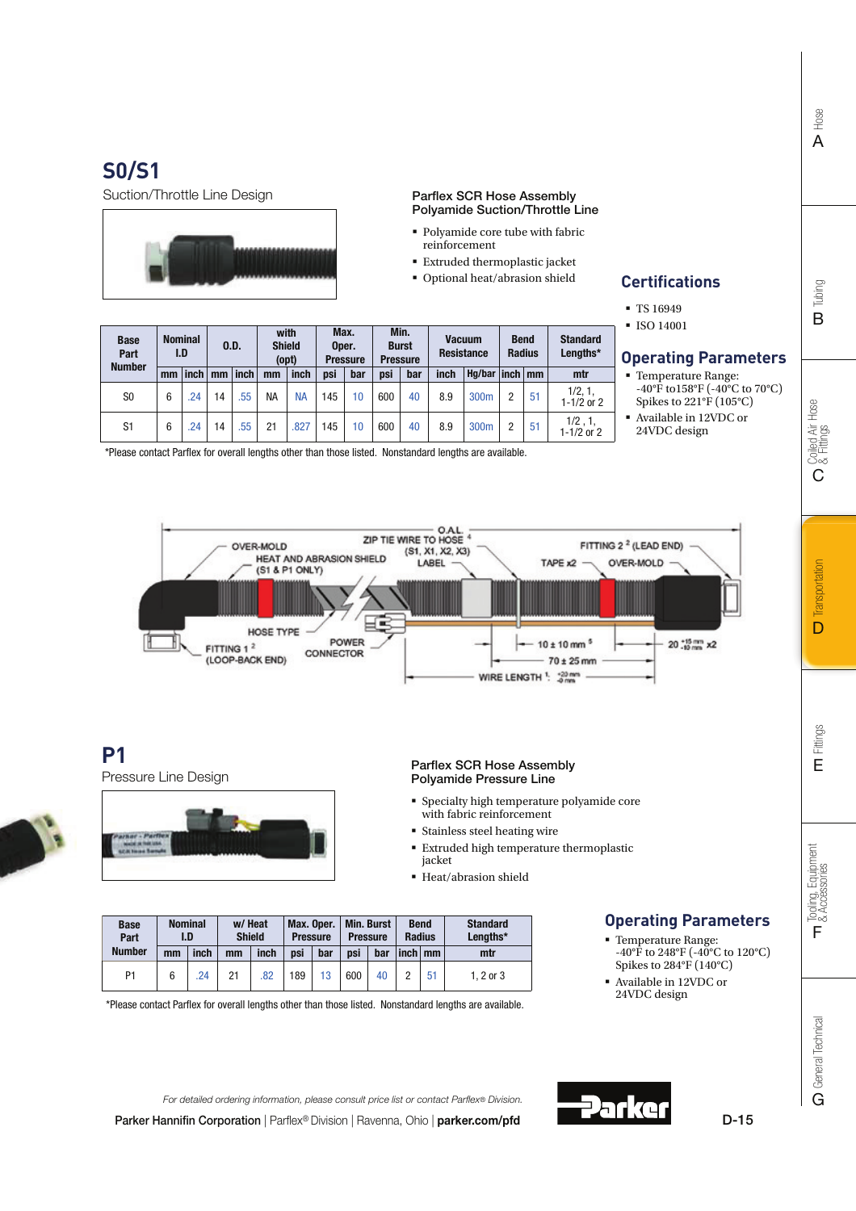## S0/S1

Suction/Throttle Line Design

**Parflex SCR Hose Assembly**
**Polyamide Suction/Throttle Line**

- Polyamide core tube with fabric reinforcement
- Extruded thermoplastic jacket
- Optional heat/abrasion shield

| Base Part Number | Nominal I.D | | O.D. | | with Shield (opt) | | Max. Oper. Pressure | | Min. Burst Pressure | | Vacuum Resistance | | Bend Radius | | Standard Lengths* |
|---|---|---|---|---|---|---|---|---|---|---|---|---|---|---|---|
| | mm | inch | mm | inch | mm | inch | psi | bar | psi | bar | inch | Hg/bar | inch | mm | mtr |
| S0 | 6 | .24 | 14 | .55 | NA | NA | 145 | 10 | 600 | 40 | 8.9 | 300m | 2 | 51 | 1/2, 1, 1-1/2 or 2 |
| S1 | 6 | .24 | 14 | .55 | 21 | .827 | 145 | 10 | 600 | 40 | 8.9 | 300m | 2 | 51 | 1/2 , 1, 1-1/2 or 2 |

*Please contact Parflex for overall lengths other than those listed. Nonstandard lengths are available.

### Certifications

- TS 16949
- ISO 14001

### Operating Parameters

- Temperature Range: -40°F to158°F (-40°C to 70°C) Spikes to 221°F (105°C)
- Available in 12VDC or 24VDC design

O.A.L.
OVER-MOLD
ZIP TIE WIRE TO HOSE 4
(S1, X1, X2, X3)
HEAT AND ABRASION SHIELD
(S1 & P1 ONLY)
LABEL
FITTING 2 2 (LEAD END)
TAPE x2
OVER-MOLD
HOSE TYPE
FITTING 1 2
(LOOP-BACK END)
POWER CONNECTOR
10 ± 10 mm 5
20 +15 mm -10 mm x2
70 ± 25 mm
WIRE LENGTH 1 +20 mm -0 mm

## P1

Pressure Line Design

**Parflex SCR Hose Assembly**
**Polyamide Pressure Line**

- Specialty high temperature polyamide core with fabric reinforcement
- Stainless steel heating wire
- Extruded high temperature thermoplastic jacket
- Heat/abrasion shield

| Base Part Number | Nominal I.D | | w/ Heat Shield | | Max. Oper. Pressure | | Min. Burst Pressure | | Bend Radius | | Standard Lengths* |
|---|---|---|---|---|---|---|---|---|---|---|---|
| | mm | inch | mm | inch | psi | bar | psi | bar | inch | mm | mtr |
| P1 | 6 | .24 | 21 | .82 | 189 | 13 | 600 | 40 | 2 | 51 | 1, 2 or 3 |

*Please contact Parflex for overall lengths other than those listed. Nonstandard lengths are available.

### Operating Parameters

- Temperature Range: -40°F to 248°F (-40°C to 120°C) Spikes to 284°F (140°C)
- Available in 12VDC or 24VDC design

*For detailed ordering information, please consult price list or contact Parflex® Division.*

Parker Hannifin Corporation | Parflex® Division | Ravenna, Ohio | parker.com/pfd